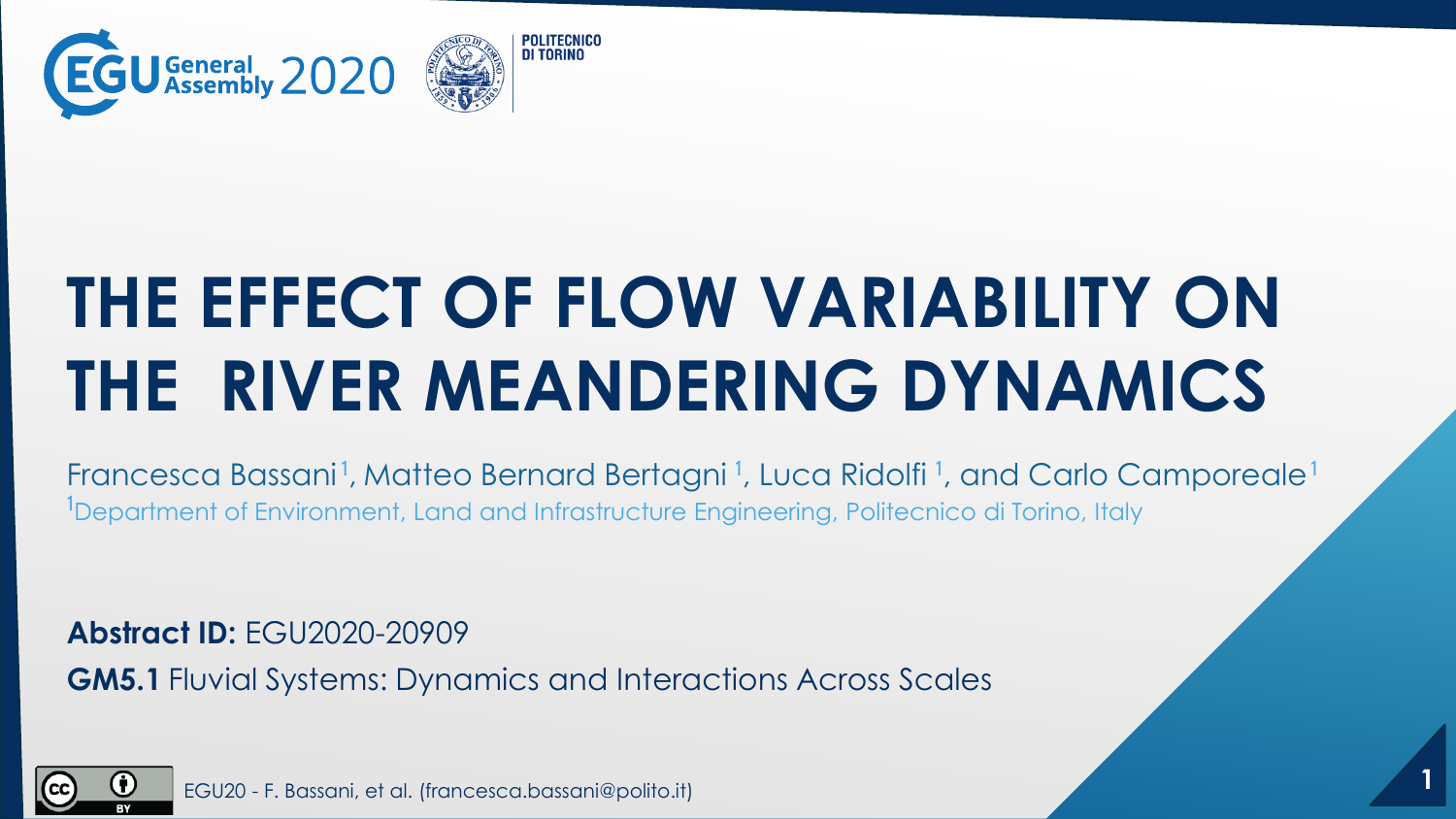# THE EFFECT OF FLOW VARIABILITY ON THE RIVER MEANDERING DYNAMICS

Francesca Bassani[1], Matteo Bernard Bertagni[1], Luca Ridolfi[1], and Carlo Camporeale[1]

[1]Department of Environment, Land and Infrastructure Engineering, Politecnico di Torino, Italy

**Abstract ID:** EGU2020-20909

**GM5.1** Fluvial Systems: Dynamics and Interactions Across Scales

EGU20 - F. Bassani, et al. (francesca.bassani@polito.it)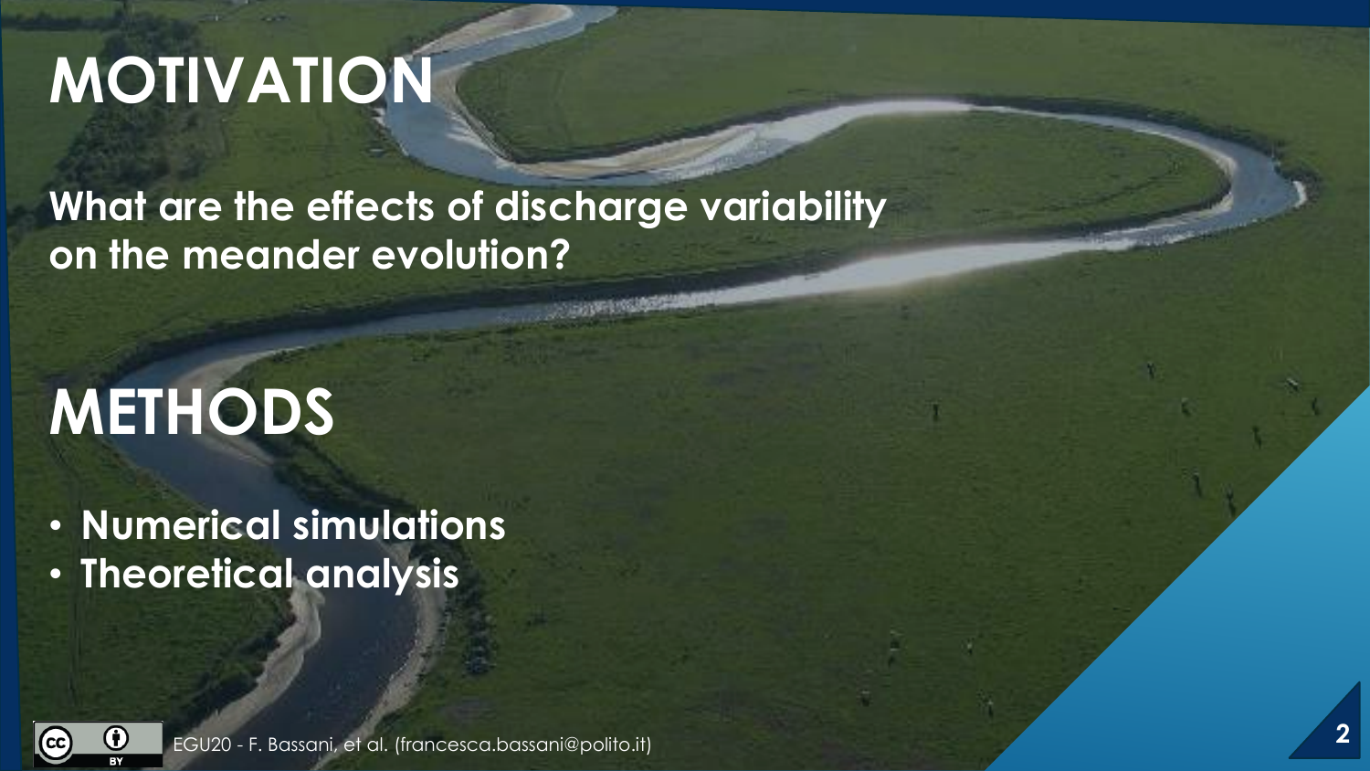# MOTIVATION

**What are the effects of discharge variability on the meander evolution?**

# METHODS

- **Numerical simulations**
- **Theoretical analysis**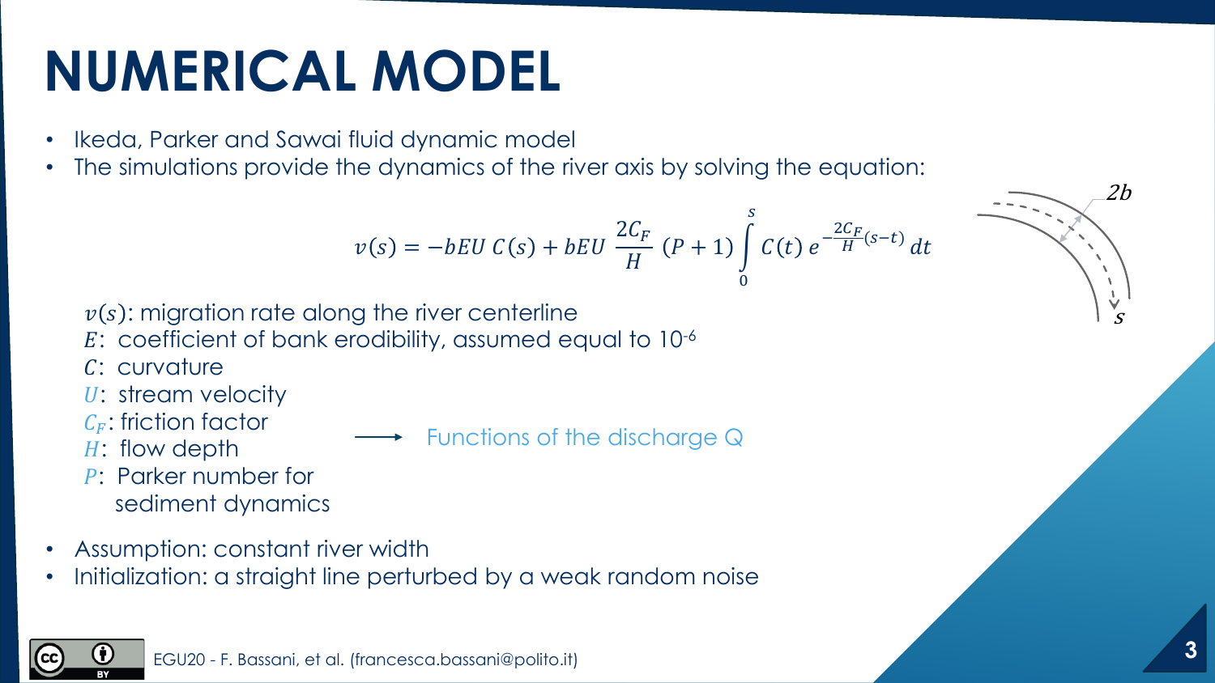# NUMERICAL MODEL

- Ikeda, Parker and Sawai fluid dynamic model
- The simulations provide the dynamics of the river axis by solving the equation:

$$v(s) = -bEU\,C(s) + bEU\,\frac{2C_F}{H}\,(P+1)\int_0^s C(t)\,e^{-\frac{2C_F}{H}(s-t)}\,dt$$

$v(s)$: migration rate along the river centerline
$E$: coefficient of bank erodibility, assumed equal to $10^{-6}$
$C$: curvature
$U$: stream velocity
$C_F$: friction factor
$H$: flow depth
$P$: Parker number for sediment dynamics

⟶ Functions of the discharge Q ($U$, $C_F$, $H$, $P$)

- Assumption: constant river width
- Initialization: a straight line perturbed by a weak random noise

EGU20 - F. Bassani, et al. (francesca.bassani@polito.it)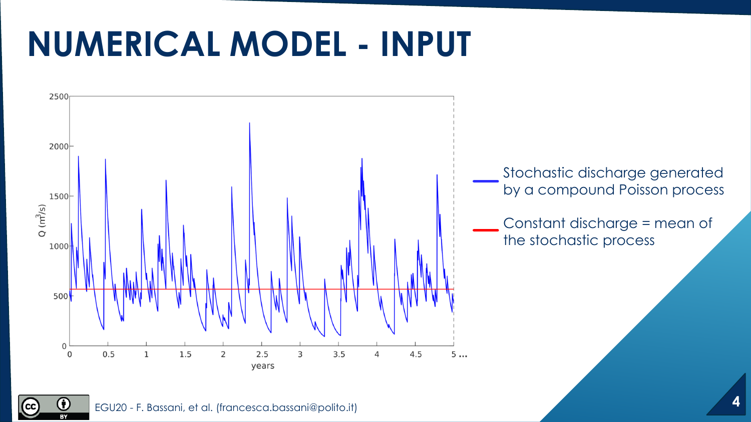# NUMERICAL MODEL - INPUT

- Stochastic discharge generated by a compound Poisson process
- Constant discharge = mean of the stochastic process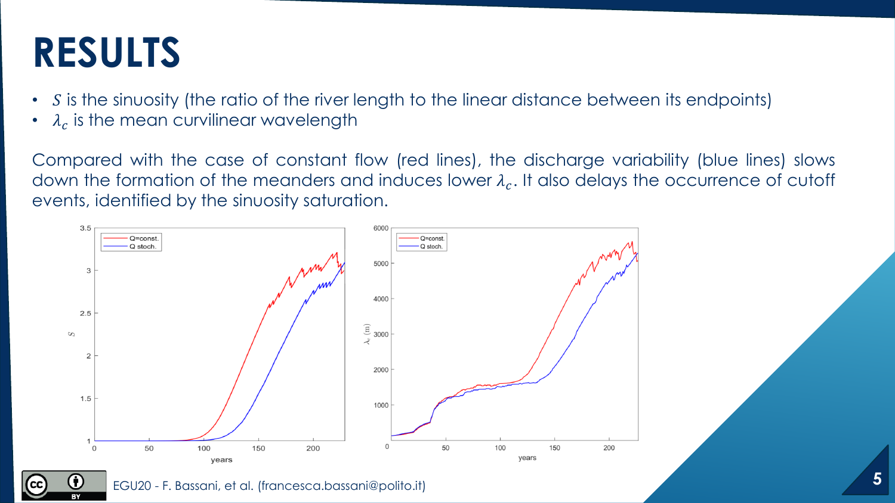# RESULTS

- $S$ is the sinuosity (the ratio of the river length to the linear distance between its endpoints)
- $\lambda_c$ is the mean curvilinear wavelength

Compared with the case of constant flow (red lines), the discharge variability (blue lines) slows down the formation of the meanders and induces lower $\lambda_c$. It also delays the occurrence of cutoff events, identified by the sinuosity saturation.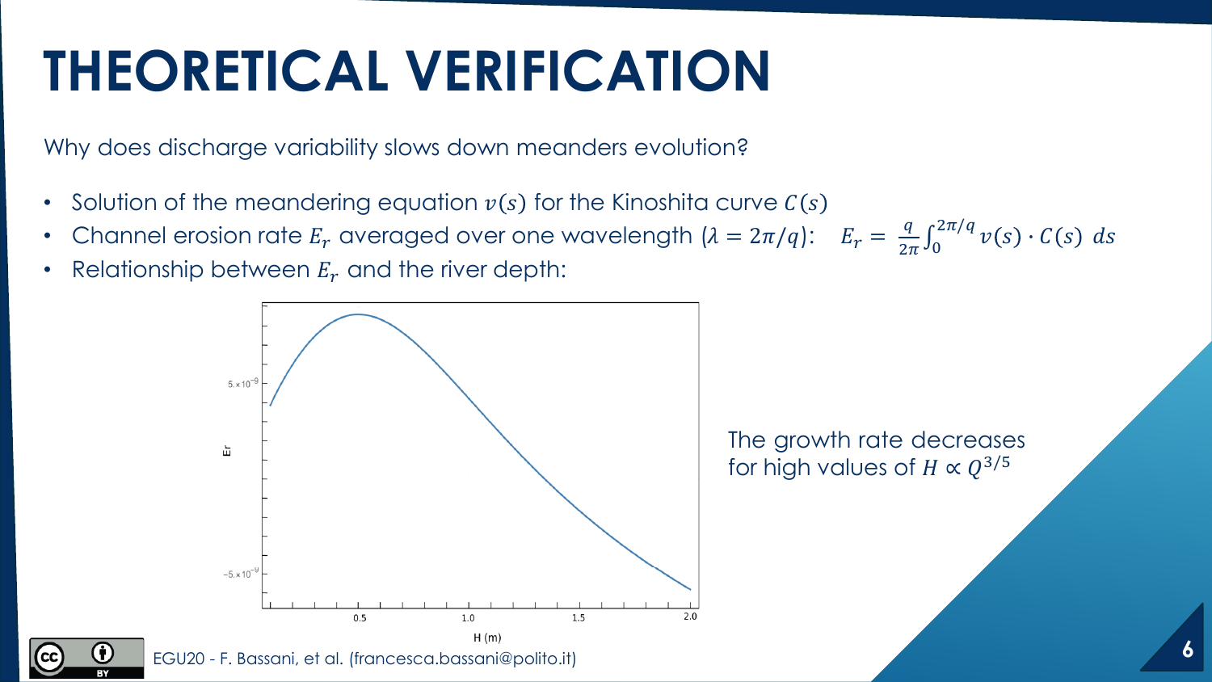# THEORETICAL VERIFICATION

Why does discharge variability slows down meanders evolution?

- Solution of the meandering equation $v(s)$ for the Kinoshita curve $C(s)$
- Channel erosion rate $E_r$ averaged over one wavelength ($\lambda = 2\pi/q$): $E_r = \frac{q}{2\pi}\int_0^{2\pi/q} v(s) \cdot C(s)\ ds$
- Relationship between $E_r$ and the river depth:

The growth rate decreases for high values of $H \propto Q^{3/5}$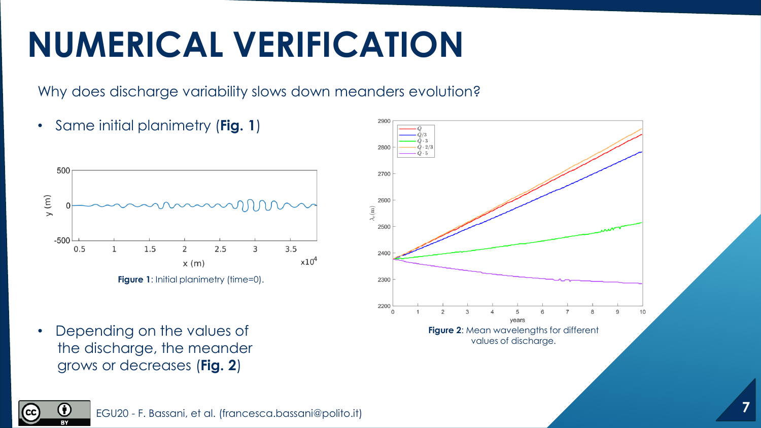# NUMERICAL VERIFICATION

Why does discharge variability slows down meanders evolution?

- Same initial planimetry (**Fig. 1**)

**Figure 1**: Initial planimetry (time=0).

- Depending on the values of the discharge, the meander grows or decreases (**Fig. 2**)

**Figure 2**: Mean wavelengths for different values of discharge.

EGU20 - F. Bassani, et al. (francesca.bassani@polito.it)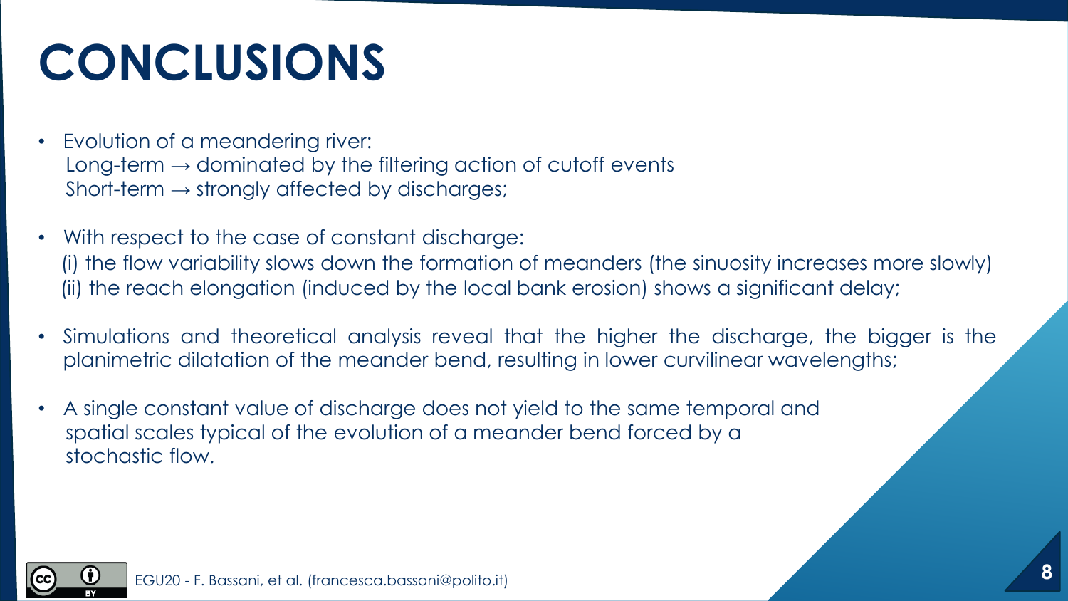# CONCLUSIONS

- Evolution of a meandering river:
  Long-term → dominated by the filtering action of cutoff events
  Short-term → strongly affected by discharges;

- With respect to the case of constant discharge:
  (i) the flow variability slows down the formation of meanders (the sinuosity increases more slowly)
  (ii) the reach elongation (induced by the local bank erosion) shows a significant delay;

- Simulations and theoretical analysis reveal that the higher the discharge, the bigger is the planimetric dilatation of the meander bend, resulting in lower curvilinear wavelengths;

- A single constant value of discharge does not yield to the same temporal and spatial scales typical of the evolution of a meander bend forced by a stochastic flow.

EGU20 - F. Bassani, et al. (francesca.bassani@polito.it)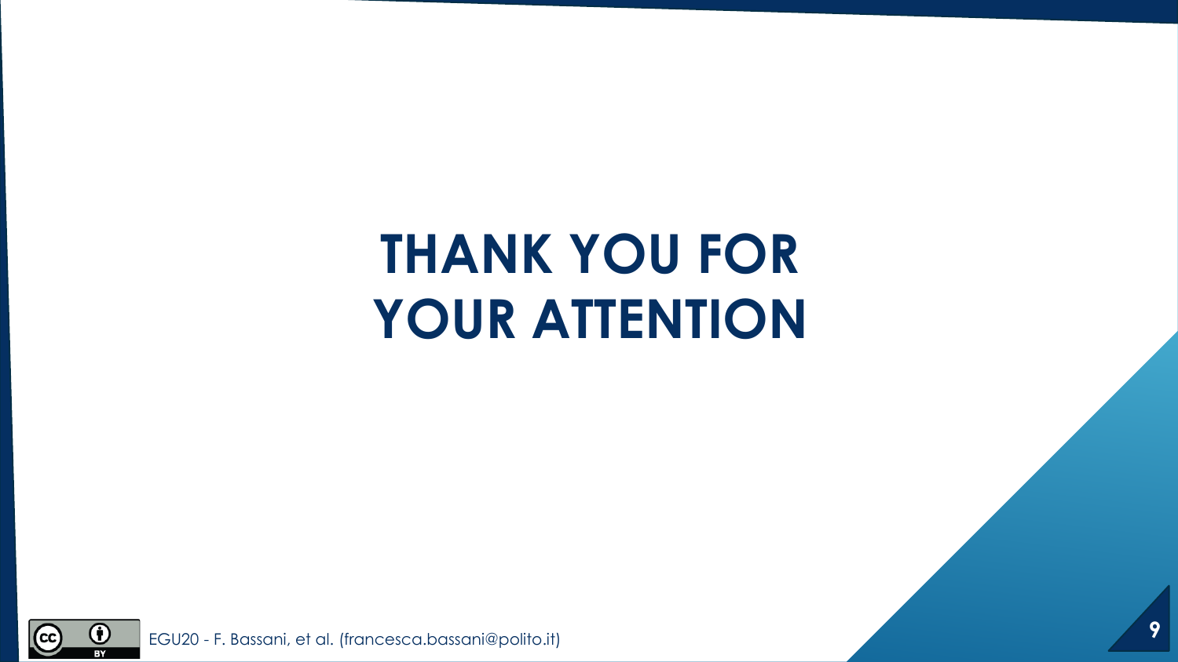# THANK YOU FOR YOUR ATTENTION